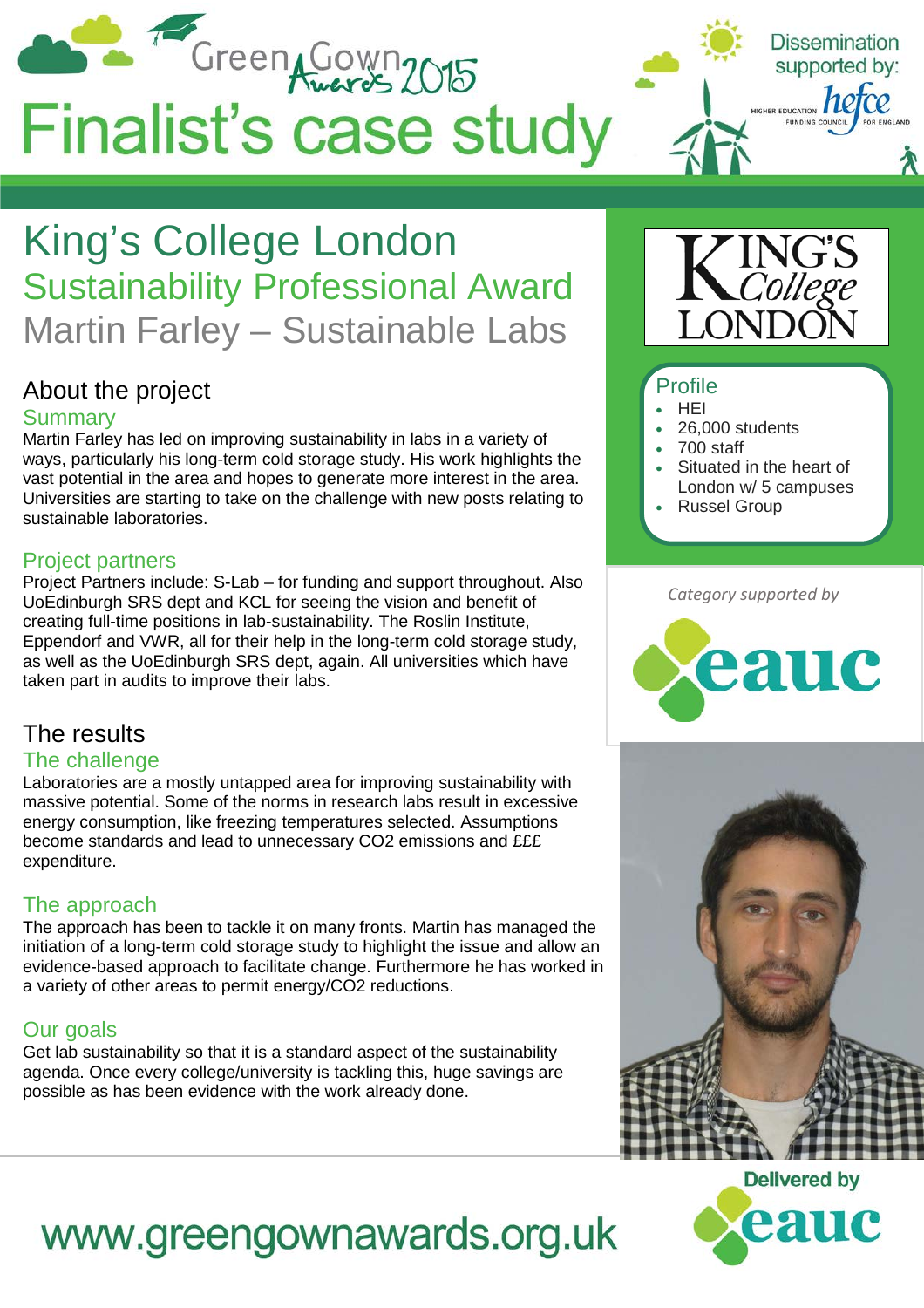Green Gown Awards 2015

# Finalist's case study

Dissemination supported by: hefce — Higher Education Funding Council for England

# King's College London

## Sustainability Professional Award

## Martin Farley – Sustainable Labs

### About the project

#### Summary

Martin Farley has led on improving sustainability in labs in a variety of ways, particularly his long-term cold storage study. His work highlights the vast potential in the area and hopes to generate more interest in the area. Universities are starting to take on the challenge with new posts relating to sustainable laboratories.

#### Project partners

Project Partners include: S-Lab – for funding and support throughout. Also UoEdinburgh SRS dept and KCL for seeing the vision and benefit of creating full-time positions in lab-sustainability. The Roslin Institute, Eppendorf and VWR, all for their help in the long-term cold storage study, as well as the UoEdinburgh SRS dept, again. All universities which have taken part in audits to improve their labs.

### The results

#### The challenge

Laboratories are a mostly untapped area for improving sustainability with massive potential. Some of the norms in research labs result in excessive energy consumption, like freezing temperatures selected. Assumptions become standards and lead to unnecessary CO2 emissions and £££ expenditure.

#### The approach

The approach has been to tackle it on many fronts. Martin has managed the initiation of a long-term cold storage study to highlight the issue and allow an evidence-based approach to facilitate change. Furthermore he has worked in a variety of other areas to permit energy/CO2 reductions.

#### Our goals

Get lab sustainability so that it is a standard aspect of the sustainability agenda. Once every college/university is tackling this, huge savings are possible as has been evidence with the work already done.

King's College London

#### Profile

- HEI
- 26,000 students
- 700 staff
- Situated in the heart of London w/ 5 campuses
- Russel Group

*Category supported by*

eauc

www.greengownawards.org.uk

Delivered by eauc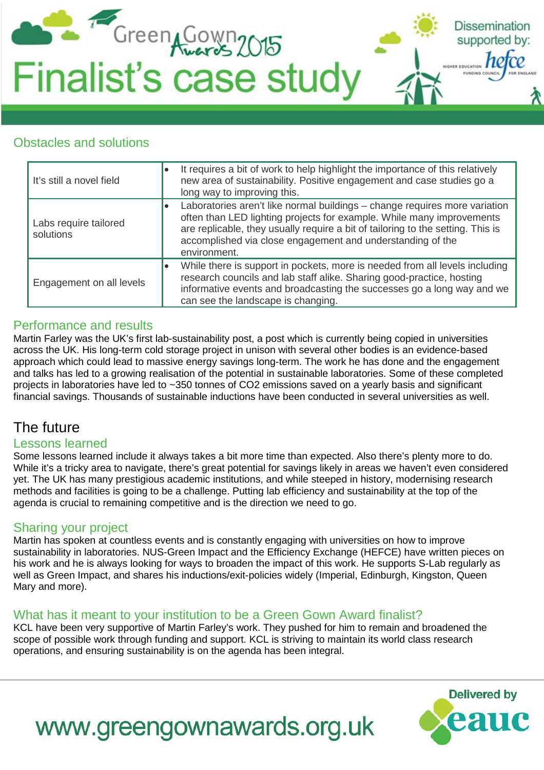## Obstacles and solutions

| | |
|---|---|
| It's still a novel field | • It requires a bit of work to help highlight the importance of this relatively new area of sustainability. Positive engagement and case studies go a long way to improving this. |
| Labs require tailored solutions | • Laboratories aren't like normal buildings – change requires more variation often than LED lighting projects for example. While many improvements are replicable, they usually require a bit of tailoring to the setting. This is accomplished via close engagement and understanding of the environment. |
| Engagement on all levels | • While there is support in pockets, more is needed from all levels including research councils and lab staff alike. Sharing good-practice, hosting informative events and broadcasting the successes go a long way and we can see the landscape is changing. |

## Performance and results

Martin Farley was the UK's first lab-sustainability post, a post which is currently being copied in universities across the UK. His long-term cold storage project in unison with several other bodies is an evidence-based approach which could lead to massive energy savings long-term. The work he has done and the engagement and talks has led to a growing realisation of the potential in sustainable laboratories. Some of these completed projects in laboratories have led to ~350 tonnes of $CO_2$ emissions saved on a yearly basis and significant financial savings. Thousands of sustainable inductions have been conducted in several universities as well.

# The future

## Lessons learned

Some lessons learned include it always takes a bit more time than expected. Also there's plenty more to do. While it's a tricky area to navigate, there's great potential for savings likely in areas we haven't even considered yet. The UK has many prestigious academic institutions, and while steeped in history, modernising research methods and facilities is going to be a challenge. Putting lab efficiency and sustainability at the top of the agenda is crucial to remaining competitive and is the direction we need to go.

## Sharing your project

Martin has spoken at countless events and is constantly engaging with universities on how to improve sustainability in laboratories. NUS-Green Impact and the Efficiency Exchange (HEFCE) have written pieces on his work and he is always looking for ways to broaden the impact of this work. He supports S-Lab regularly as well as Green Impact, and shares his inductions/exit-policies widely (Imperial, Edinburgh, Kingston, Queen Mary and more).

## What has it meant to your institution to be a Green Gown Award finalist?

KCL have been very supportive of Martin Farley's work. They pushed for him to remain and broadened the scope of possible work through funding and support. KCL is striving to maintain its world class research operations, and ensuring sustainability is on the agenda has been integral.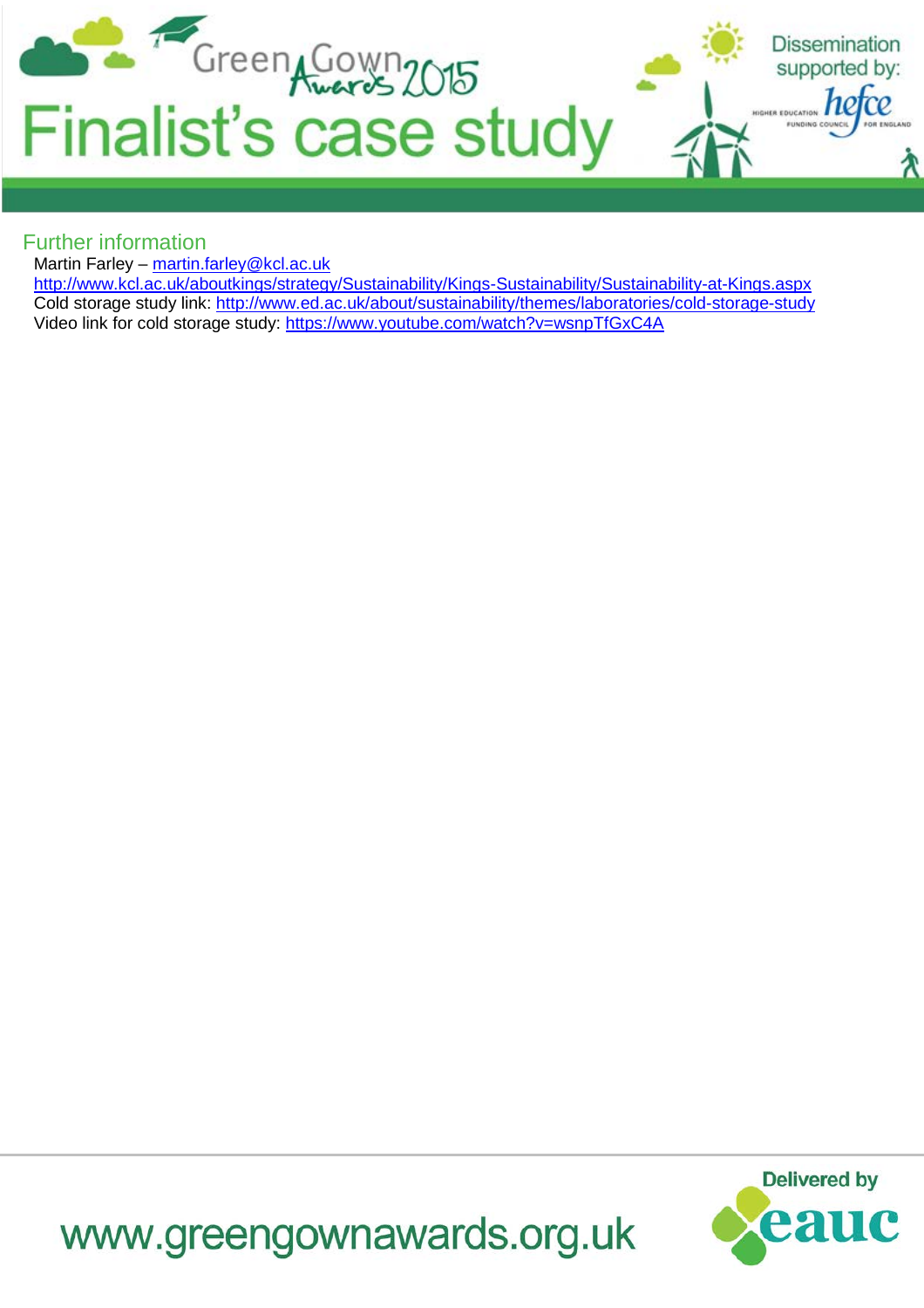## Further information

Martin Farley – martin.farley@kcl.ac.uk

http://www.kcl.ac.uk/aboutkings/strategy/Sustainability/Kings-Sustainability/Sustainability-at-Kings.aspx

Cold storage study link: http://www.ed.ac.uk/about/sustainability/themes/laboratories/cold-storage-study

Video link for cold storage study: https://www.youtube.com/watch?v=wsnpTfGxC4A